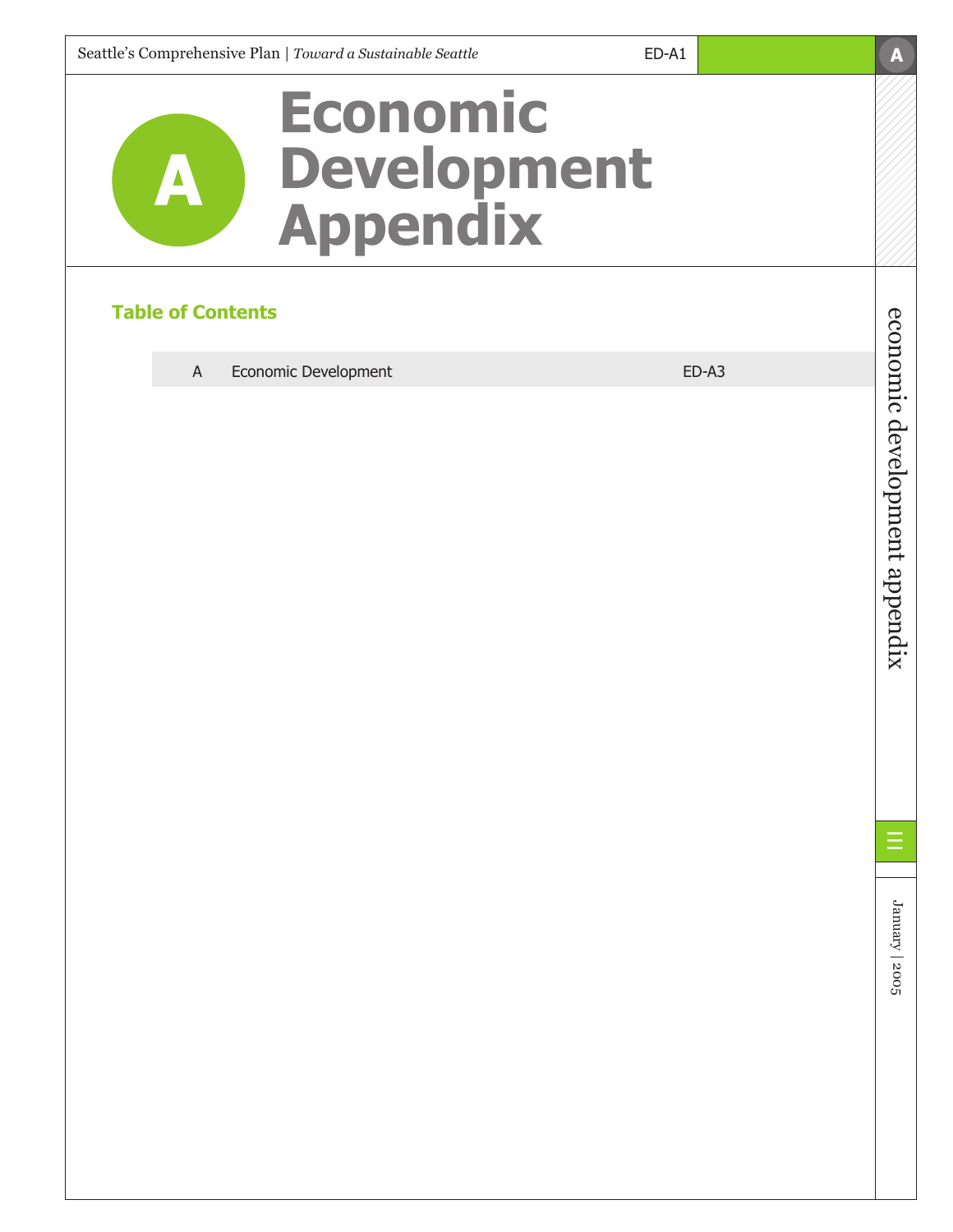# A Economic Development Appendix

## Table of Contents

| | | |
|---|---|---|
| A | Economic Development | ED-A3 |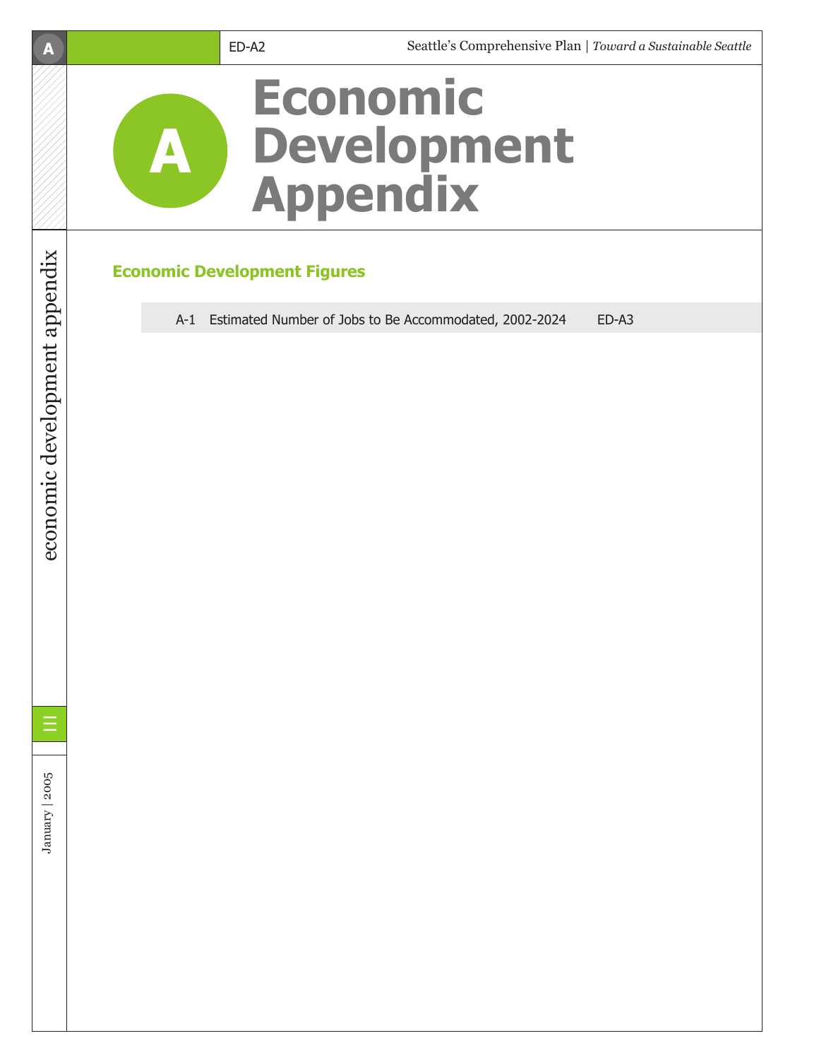# Economic Development Appendix

## Economic Development Figures

| | | |
|---|---|---|
| A-1 | Estimated Number of Jobs to Be Accommodated, 2002-2024 | ED-A3 |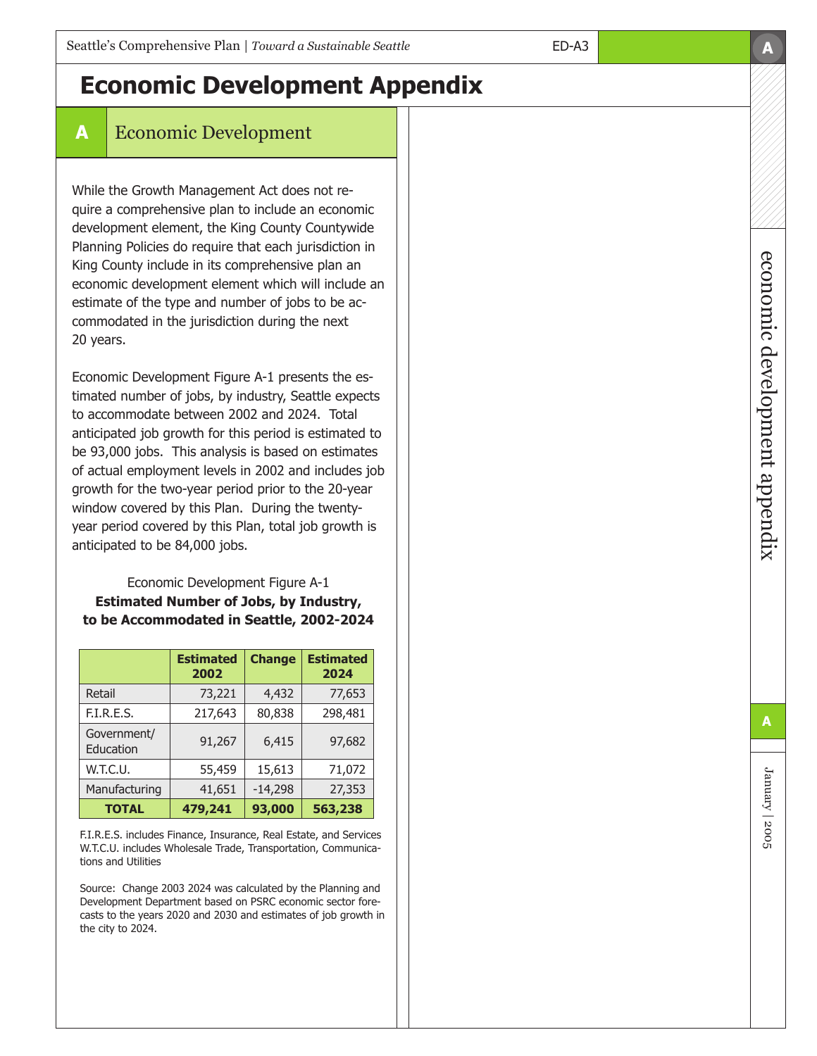# Economic Development Appendix

## A Economic Development

While the Growth Management Act does not require a comprehensive plan to include an economic development element, the King County Countywide Planning Policies do require that each jurisdiction in King County include in its comprehensive plan an economic development element which will include an estimate of the type and number of jobs to be accommodated in the jurisdiction during the next 20 years.

Economic Development Figure A-1 presents the estimated number of jobs, by industry, Seattle expects to accommodate between 2002 and 2024. Total anticipated job growth for this period is estimated to be 93,000 jobs. This analysis is based on estimates of actual employment levels in 2002 and includes job growth for the two-year period prior to the 20-year window covered by this Plan. During the twenty-year period covered by this Plan, total job growth is anticipated to be 84,000 jobs.

Economic Development Figure A-1

**Estimated Number of Jobs, by Industry, to be Accommodated in Seattle, 2002-2024**

| | Estimated 2002 | Change | Estimated 2024 |
|---|---|---|---|
| Retail | 73,221 | 4,432 | 77,653 |
| F.I.R.E.S. | 217,643 | 80,838 | 298,481 |
| Government/ Education | 91,267 | 6,415 | 97,682 |
| W.T.C.U. | 55,459 | 15,613 | 71,072 |
| Manufacturing | 41,651 | -14,298 | 27,353 |
| **TOTAL** | **479,241** | **93,000** | **563,238** |

F.I.R.E.S. includes Finance, Insurance, Real Estate, and Services
W.T.C.U. includes Wholesale Trade, Transportation, Communications and Utilities

Source: Change 2003 2024 was calculated by the Planning and Development Department based on PSRC economic sector forecasts to the years 2020 and 2030 and estimates of job growth in the city to 2024.